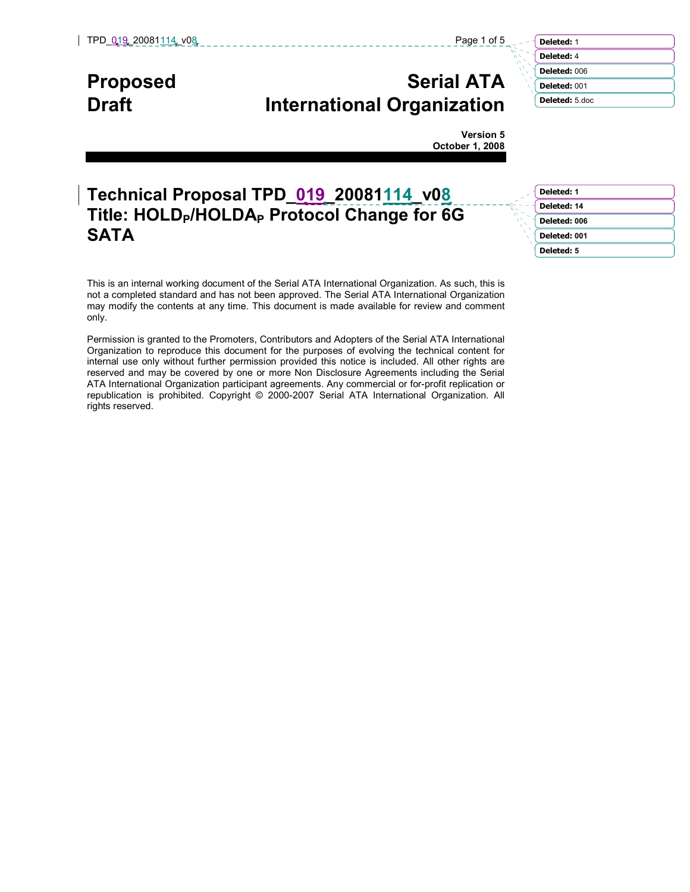**Proposed Draft**

# Serial ATA International Organization

**Version 5**
**October 1, 2008**

# Technical Proposal TPD_019_20081114_v08
# Title: HOLD$_P$/HOLDA$_P$ Protocol Change for 6G SATA

This is an internal working document of the Serial ATA International Organization. As such, this is not a completed standard and has not been approved. The Serial ATA International Organization may modify the contents at any time. This document is made available for review and comment only.

Permission is granted to the Promoters, Contributors and Adopters of the Serial ATA International Organization to reproduce this document for the purposes of evolving the technical content for internal use only without further permission provided this notice is included. All other rights are reserved and may be covered by one or more Non Disclosure Agreements including the Serial ATA International Organization participant agreements. Any commercial or for-profit replication or republication is prohibited. Copyright © 2000-2007 Serial ATA International Organization. All rights reserved.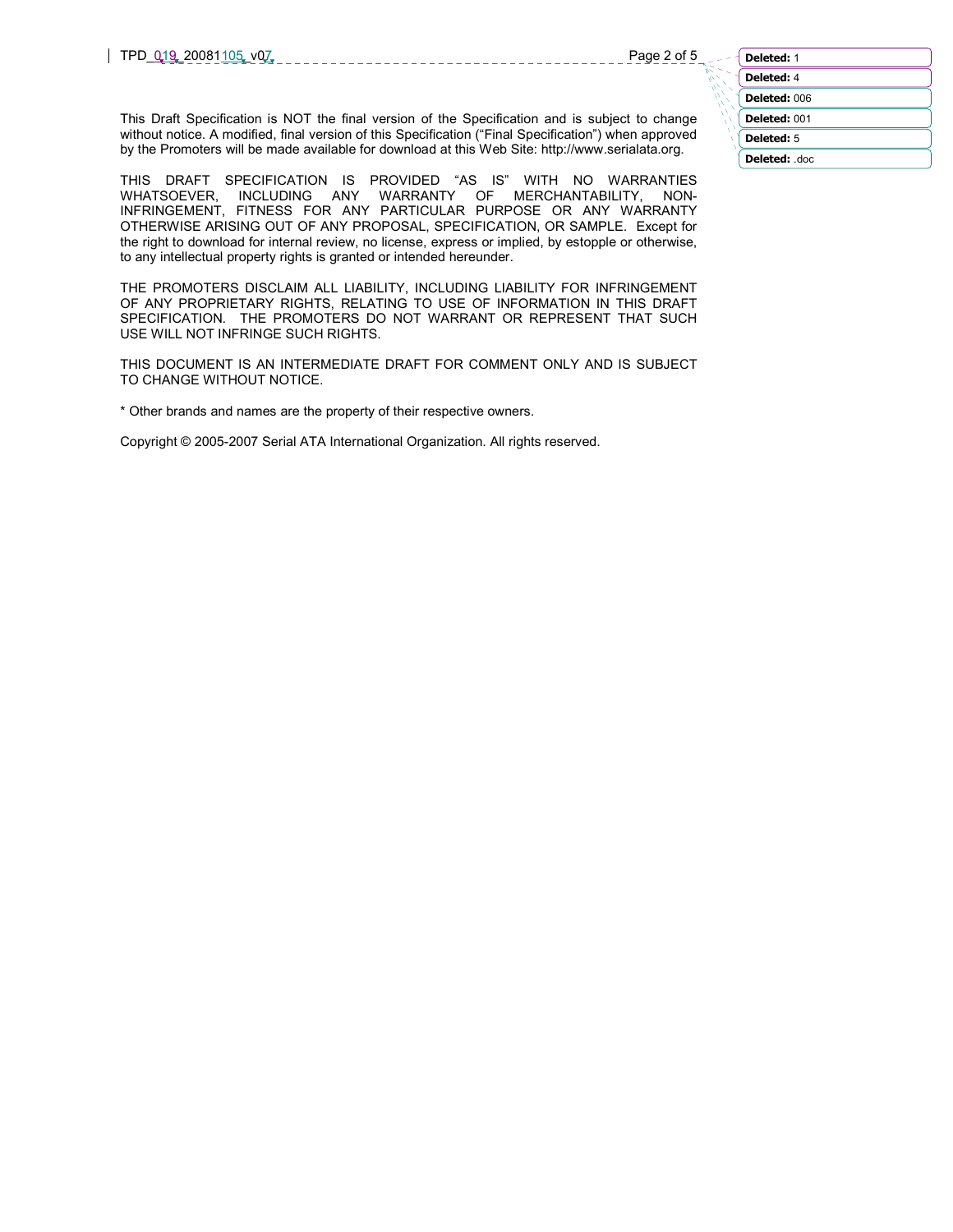This Draft Specification is NOT the final version of the Specification and is subject to change without notice. A modified, final version of this Specification ("Final Specification") when approved by the Promoters will be made available for download at this Web Site: http://www.serialata.org.

THIS DRAFT SPECIFICATION IS PROVIDED "AS IS" WITH NO WARRANTIES WHATSOEVER, INCLUDING ANY WARRANTY OF MERCHANTABILITY, NON-INFRINGEMENT, FITNESS FOR ANY PARTICULAR PURPOSE OR ANY WARRANTY OTHERWISE ARISING OUT OF ANY PROPOSAL, SPECIFICATION, OR SAMPLE. Except for the right to download for internal review, no license, express or implied, by estopple or otherwise, to any intellectual property rights is granted or intended hereunder.

THE PROMOTERS DISCLAIM ALL LIABILITY, INCLUDING LIABILITY FOR INFRINGEMENT OF ANY PROPRIETARY RIGHTS, RELATING TO USE OF INFORMATION IN THIS DRAFT SPECIFICATION. THE PROMOTERS DO NOT WARRANT OR REPRESENT THAT SUCH USE WILL NOT INFRINGE SUCH RIGHTS.

THIS DOCUMENT IS AN INTERMEDIATE DRAFT FOR COMMENT ONLY AND IS SUBJECT TO CHANGE WITHOUT NOTICE.

* Other brands and names are the property of their respective owners.

Copyright © 2005-2007 Serial ATA International Organization. All rights reserved.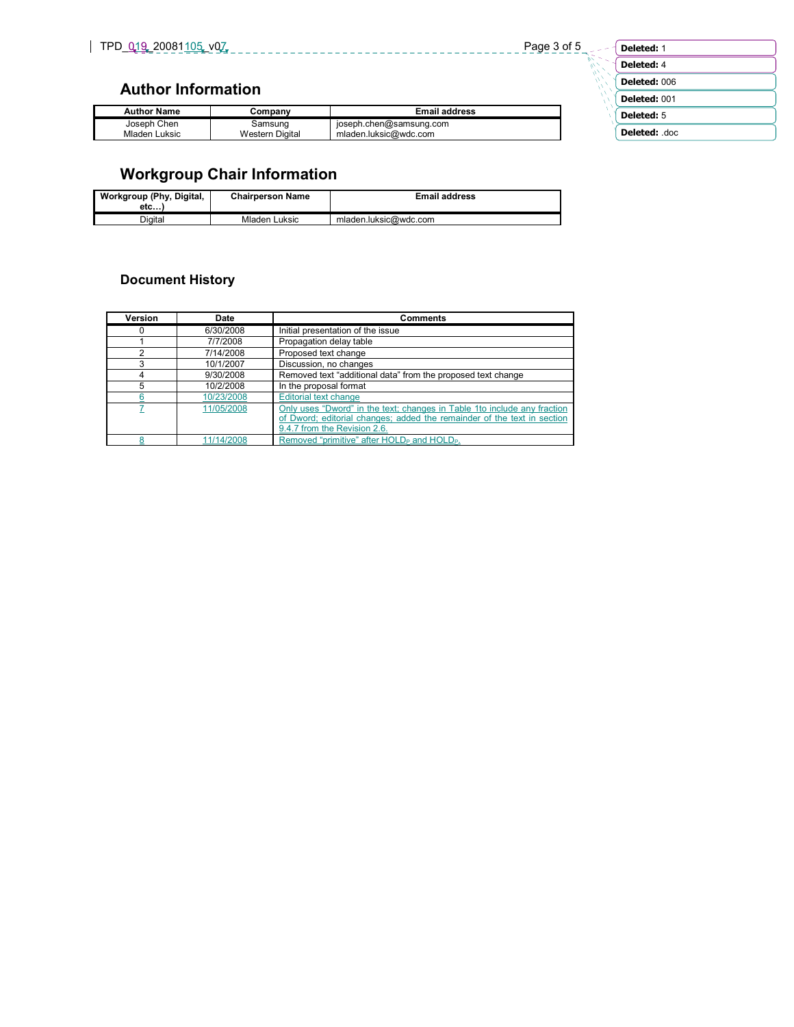## Author Information

| Author Name | Company | Email address |
|---|---|---|
| Joseph Chen<br>Mladen Luksic | Samsung<br>Western Digital | joseph.chen@samsung.com<br>mladen.luksic@wdc.com |

## Workgroup Chair Information

| Workgroup (Phy, Digital, etc…) | Chairperson Name | Email address |
|---|---|---|
| Digital | Mladen Luksic | mladen.luksic@wdc.com |

### Document History

| Version | Date | Comments |
|---|---|---|
| 0 | 6/30/2008 | Initial presentation of the issue |
| 1 | 7/7/2008 | Propagation delay table |
| 2 | 7/14/2008 | Proposed text change |
| 3 | 10/1/2007 | Discussion, no changes |
| 4 | 9/30/2008 | Removed text "additional data" from the proposed text change |
| 5 | 10/2/2008 | In the proposal format |
| 6 | 10/23/2008 | Editorial text change |
| 7 | 11/05/2008 | Only uses "Dword" in the text; changes in Table 1to include any fraction of Dword; editorial changes; added the remainder of the text in section 9.4.7 from the Revision 2.6. |
| 8 | 11/14/2008 | Removed "primitive" after $HOLD_P$ and $HOLD_P$. |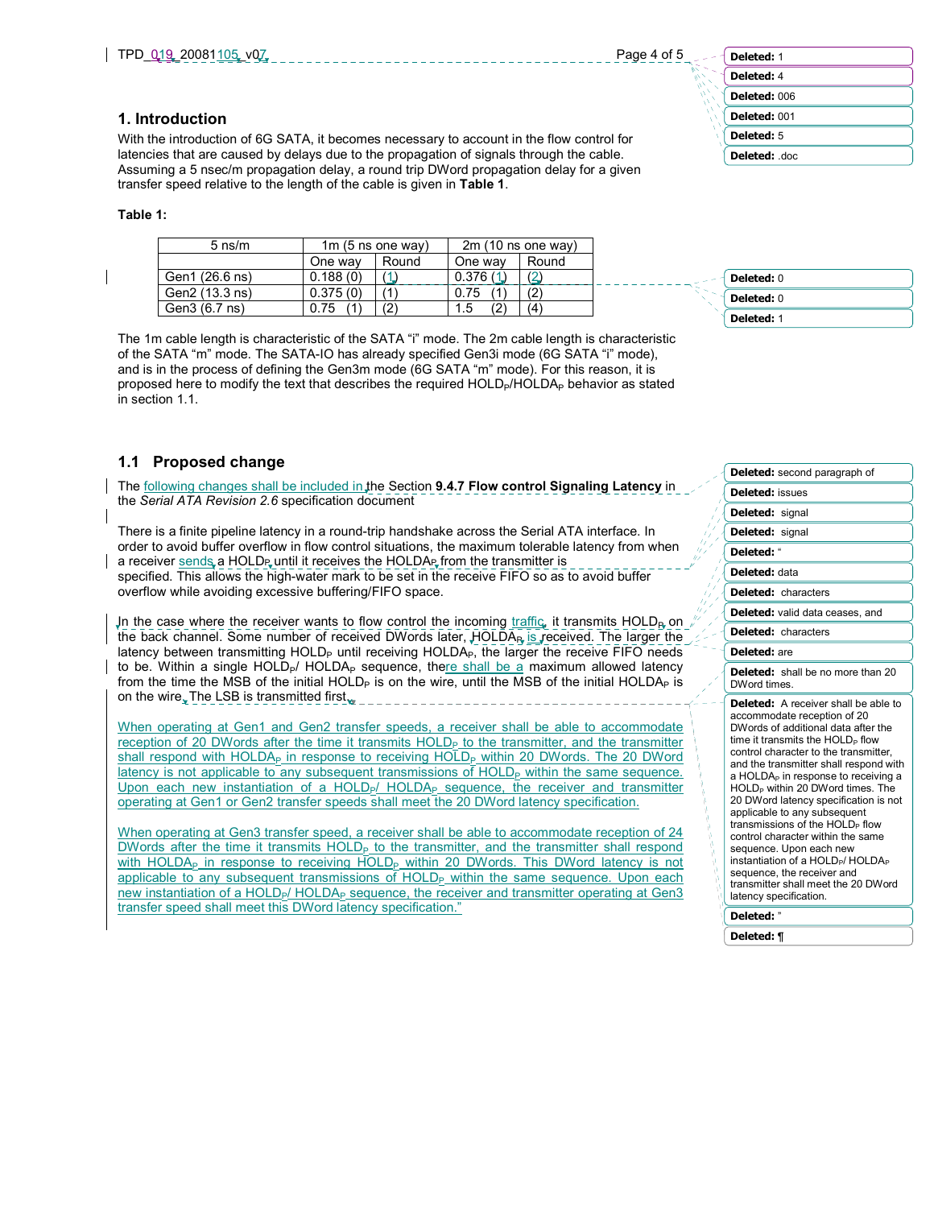## 1. Introduction

With the introduction of 6G SATA, it becomes necessary to account in the flow control for latencies that are caused by delays due to the propagation of signals through the cable. Assuming a 5 nsec/m propagation delay, a round trip DWord propagation delay for a given transfer speed relative to the length of the cable is given in **Table 1**.

**Table 1:**

| 5 ns/m | 1m (5 ns one way) | | 2m (10 ns one way) | |
|---|---|---|---|---|
| | One way | Round | One way | Round |
| Gen1 (26.6 ns) | 0.188 (0) | (1) | 0.376 (1) | (2) |
| Gen2 (13.3 ns) | 0.375 (0) | (1) | 0.75 (1) | (2) |
| Gen3 (6.7 ns) | 0.75 (1) | (2) | 1.5 (2) | (4) |

The 1m cable length is characteristic of the SATA "i" mode. The 2m cable length is characteristic of the SATA "m" mode. The SATA-IO has already specified Gen3i mode (6G SATA "i" mode), and is in the process of defining the Gen3m mode (6G SATA "m" mode). For this reason, it is proposed here to modify the text that describes the required $HOLD_P$/$HOLDA_P$ behavior as stated in section 1.1.

## 1.1 Proposed change

The following changes shall be included in the Section **9.4.7 Flow control Signaling Latency** in the *Serial ATA Revision 2.6* specification document

There is a finite pipeline latency in a round-trip handshake across the Serial ATA interface. In order to avoid buffer overflow in flow control situations, the maximum tolerable latency from when a receiver sends a $HOLD_P$ until it receives the $HOLDA_P$ from the transmitter is specified. This allows the high-water mark to be set in the receive FIFO so as to avoid buffer overflow while avoiding excessive buffering/FIFO space.

In the case where the receiver wants to flow control the incoming traffic, it transmits $HOLD_P$ on the back channel. Some number of received DWords later, $HOLDA_P$ is received. The larger the latency between transmitting $HOLD_P$ until receiving $HOLDA_P$, the larger the receive FIFO needs to be. Within a single $HOLD_P$/ $HOLDA_P$ sequence, there shall be a maximum allowed latency from the time the MSB of the initial $HOLD_P$ is on the wire, until the MSB of the initial $HOLDA_P$ is on the wire. The LSB is transmitted first.

When operating at Gen1 and Gen2 transfer speeds, a receiver shall be able to accommodate reception of 20 DWords after the time it transmits $HOLD_P$ to the transmitter, and the transmitter shall respond with $HOLDA_P$ in response to receiving $HOLD_P$ within 20 DWords. The 20 DWord latency is not applicable to any subsequent transmissions of $HOLD_P$ within the same sequence. Upon each new instantiation of a $HOLD_P$/ $HOLDA_P$ sequence, the receiver and transmitter operating at Gen1 or Gen2 transfer speeds shall meet the 20 DWord latency specification.

When operating at Gen3 transfer speed, a receiver shall be able to accommodate reception of 24 DWords after the time it transmits $HOLD_P$ to the transmitter, and the transmitter shall respond with $HOLDA_P$ in response to receiving $HOLD_P$ within 20 DWords. This DWord latency is not applicable to any subsequent transmissions of $HOLD_P$ within the same sequence. Upon each new instantiation of a $HOLD_P$/ $HOLDA_P$ sequence, the receiver and transmitter operating at Gen3 transfer speed shall meet this DWord latency specification."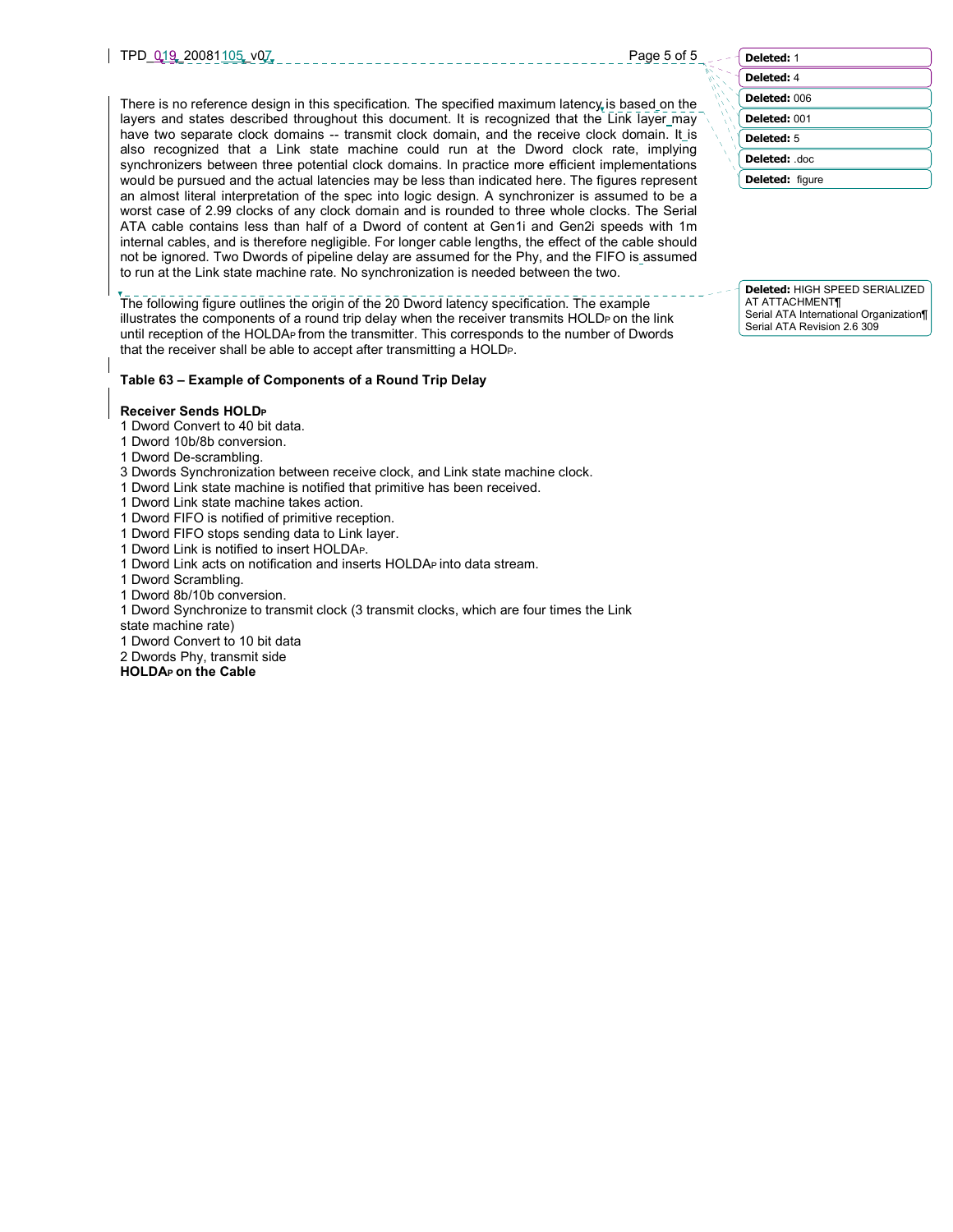There is no reference design in this specification. The specified maximum latency is based on the layers and states described throughout this document. It is recognized that the Link layer may have two separate clock domains -- transmit clock domain, and the receive clock domain. It is also recognized that a Link state machine could run at the Dword clock rate, implying synchronizers between three potential clock domains. In practice more efficient implementations would be pursued and the actual latencies may be less than indicated here. The figures represent an almost literal interpretation of the spec into logic design. A synchronizer is assumed to be a worst case of 2.99 clocks of any clock domain and is rounded to three whole clocks. The Serial ATA cable contains less than half of a Dword of content at Gen1i and Gen2i speeds with 1m internal cables, and is therefore negligible. For longer cable lengths, the effect of the cable should not be ignored. Two Dwords of pipeline delay are assumed for the Phy, and the FIFO is assumed to run at the Link state machine rate. No synchronization is needed between the two.

The following figure outlines the origin of the 20 Dword latency specification. The example illustrates the components of a round trip delay when the receiver transmits $HOLD_P$ on the link until reception of the $HOLDA_P$ from the transmitter. This corresponds to the number of Dwords that the receiver shall be able to accept after transmitting a $HOLD_P$.

**Table 63 – Example of Components of a Round Trip Delay**

**Receiver Sends $HOLD_P$**

1 Dword Convert to 40 bit data.
1 Dword 10b/8b conversion.
1 Dword De-scrambling.
3 Dwords Synchronization between receive clock, and Link state machine clock.
1 Dword Link state machine is notified that primitive has been received.
1 Dword Link state machine takes action.
1 Dword FIFO is notified of primitive reception.
1 Dword FIFO stops sending data to Link layer.
1 Dword Link is notified to insert $HOLDA_P$.
1 Dword Link acts on notification and inserts $HOLDA_P$ into data stream.
1 Dword Scrambling.
1 Dword 8b/10b conversion.
1 Dword Synchronize to transmit clock (3 transmit clocks, which are four times the Link state machine rate)
1 Dword Convert to 10 bit data
2 Dwords Phy, transmit side

**$HOLDA_P$ on the Cable**